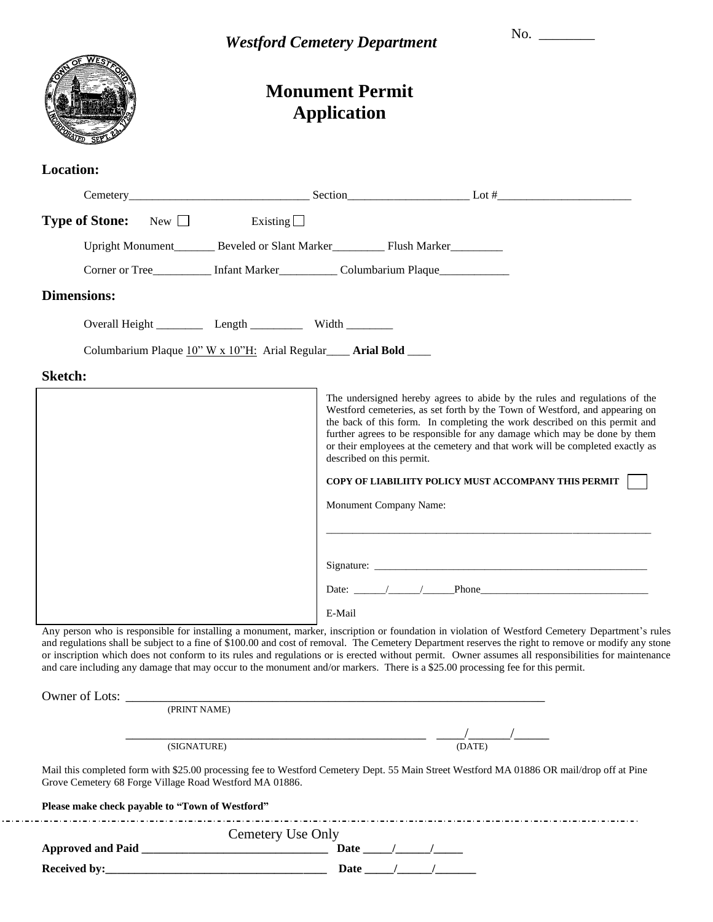*Westford Cemetery Department*

No. ________

# Monument Permit Application

**Location:**

Cemetery______________________________ Section____________________ Lot #______________________

**Type of Stone:** New ☐ Existing ☐

Upright Monument_______ Beveled or Slant Marker_________ Flush Marker_________

Corner or Tree__________ Infant Marker__________ Columbarium Plaque____________

**Dimensions:**

Overall Height ________ Length _________ Width ________

Columbarium Plaque 10" W x 10"H: Arial Regular____ **Arial Bold** ____

**Sketch:**

The undersigned hereby agrees to abide by the rules and regulations of the Westford cemeteries, as set forth by the Town of Westford, and appearing on the back of this form. In completing the work described on this permit and further agrees to be responsible for any damage which may be done by them or their employees at the cemetery and that work will be completed exactly as described on this permit.

**COPY OF LIABILIITY POLICY MUST ACCOMPANY THIS PERMIT** ☐

Monument Company Name:

_______________________________________________________________

Signature: _____________________________________________________

Date: ______/______/______Phone________________________________

E-Mail

Any person who is responsible for installing a monument, marker, inscription or foundation in violation of Westford Cemetery Department's rules and regulations shall be subject to a fine of $100.00 and cost of removal. The Cemetery Department reserves the right to remove or modify any stone or inscription which does not conform to its rules and regulations or is erected without permit. Owner assumes all responsibilities for maintenance and care including any damage that may occur to the monument and/or markers. There is a $25.00 processing fee for this permit.

Owner of Lots: ____________________________________________________________________
(PRINT NAME)

__________________________________________________ _____/_______/______
(SIGNATURE) (DATE)

Mail this completed form with $25.00 processing fee to Westford Cemetery Dept. 55 Main Street Westford MA 01886 OR mail/drop off at Pine Grove Cemetery 68 Forge Village Road Westford MA 01886.

**Please make check payable to "Town of Westford"**

---

Cemetery Use Only

**Approved and Paid** ________________________________ **Date** _____/______/_____

**Received by:**______________________________________ **Date** _____/______/_______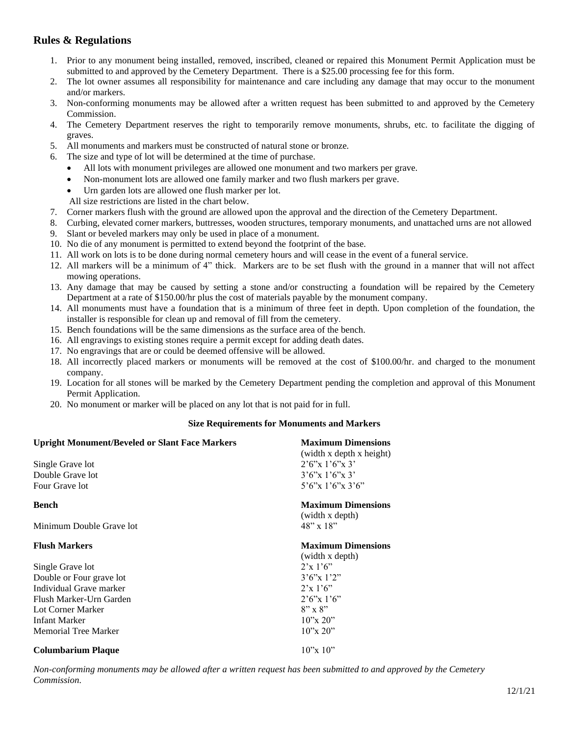## Rules & Regulations

1. Prior to any monument being installed, removed, inscribed, cleaned or repaired this Monument Permit Application must be submitted to and approved by the Cemetery Department. There is a $25.00 processing fee for this form.
2. The lot owner assumes all responsibility for maintenance and care including any damage that may occur to the monument and/or markers.
3. Non-conforming monuments may be allowed after a written request has been submitted to and approved by the Cemetery Commission.
4. The Cemetery Department reserves the right to temporarily remove monuments, shrubs, etc. to facilitate the digging of graves.
5. All monuments and markers must be constructed of natural stone or bronze.
6. The size and type of lot will be determined at the time of purchase.
   - All lots with monument privileges are allowed one monument and two markers per grave.
   - Non-monument lots are allowed one family marker and two flush markers per grave.
   - Urn garden lots are allowed one flush marker per lot.

   All size restrictions are listed in the chart below.
7. Corner markers flush with the ground are allowed upon the approval and the direction of the Cemetery Department.
8. Curbing, elevated corner markers, buttresses, wooden structures, temporary monuments, and unattached urns are not allowed
9. Slant or beveled markers may only be used in place of a monument.
10. No die of any monument is permitted to extend beyond the footprint of the base.
11. All work on lots is to be done during normal cemetery hours and will cease in the event of a funeral service.
12. All markers will be a minimum of 4" thick. Markers are to be set flush with the ground in a manner that will not affect mowing operations.
13. Any damage that may be caused by setting a stone and/or constructing a foundation will be repaired by the Cemetery Department at a rate of $150.00/hr plus the cost of materials payable by the monument company.
14. All monuments must have a foundation that is a minimum of three feet in depth. Upon completion of the foundation, the installer is responsible for clean up and removal of fill from the cemetery.
15. Bench foundations will be the same dimensions as the surface area of the bench.
16. All engravings to existing stones require a permit except for adding death dates.
17. No engravings that are or could be deemed offensive will be allowed.
18. All incorrectly placed markers or monuments will be removed at the cost of $100.00/hr. and charged to the monument company.
19. Location for all stones will be marked by the Cemetery Department pending the completion and approval of this Monument Permit Application.
20. No monument or marker will be placed on any lot that is not paid for in full.

**Size Requirements for Monuments and Markers**

| | |
|---|---|
| **Upright Monument/Beveled or Slant Face Markers** | **Maximum Dimensions** (width x depth x height) |
| Single Grave lot | 2'6"x 1'6"x 3' |
| Double Grave lot | 3'6"x 1'6"x 3' |
| Four Grave lot | 5'6"x 1'6"x 3'6" |
| **Bench** | **Maximum Dimensions** (width x depth) |
| Minimum Double Grave lot | 48" x 18" |
| **Flush Markers** | **Maximum Dimensions** (width x depth) |
| Single Grave lot | 2'x 1'6" |
| Double or Four grave lot | 3'6"x 1'2" |
| Individual Grave marker | 2'x 1'6" |
| Flush Marker-Urn Garden | 2'6"x 1'6" |
| Lot Corner Marker | 8" x 8" |
| Infant Marker | 10"x 20" |
| Memorial Tree Marker | 10"x 20" |
| **Columbarium Plaque** | 10"x 10" |

*Non-conforming monuments may be allowed after a written request has been submitted to and approved by the Cemetery Commission.*

12/1/21